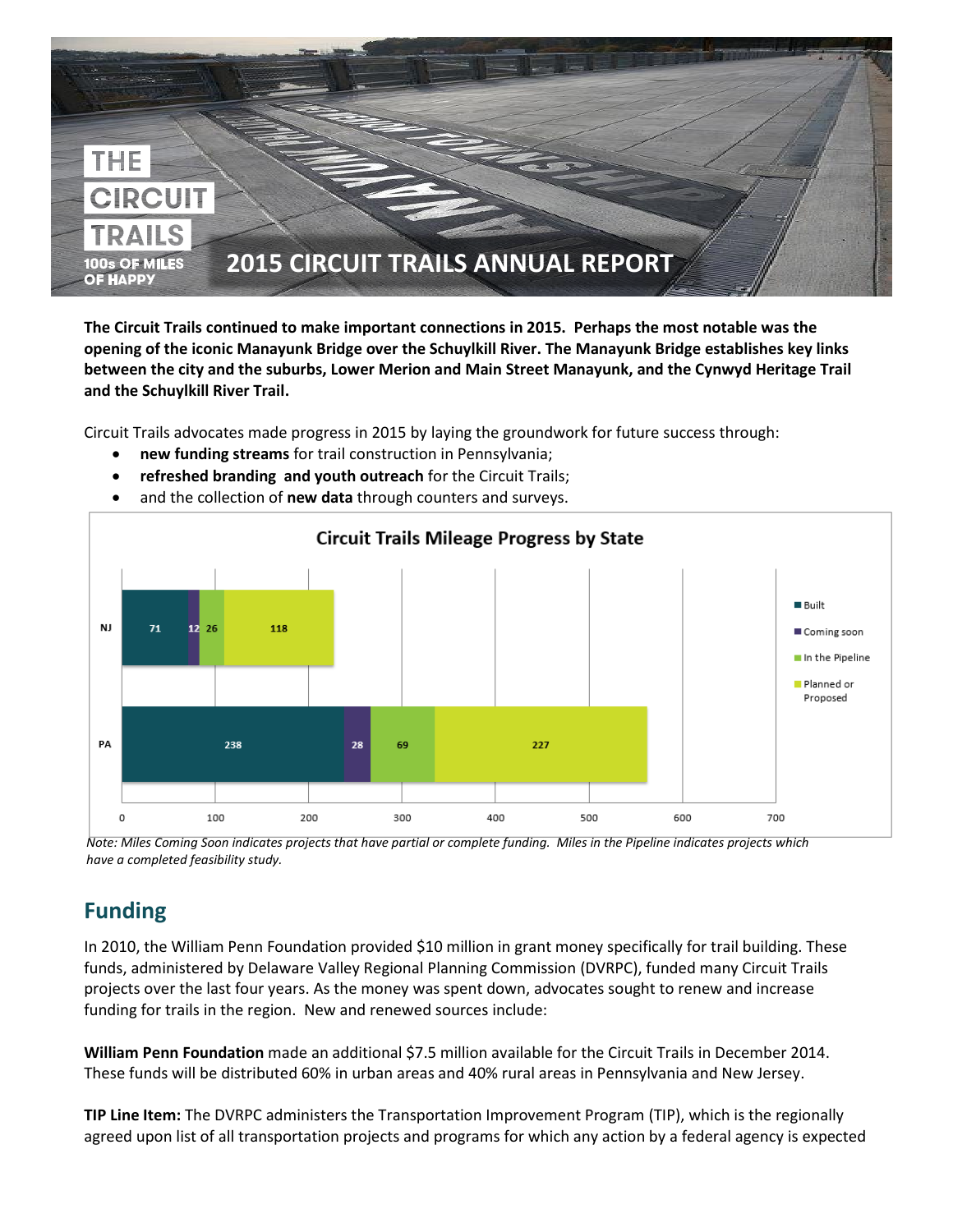# 2015 CIRCUIT TRAILS ANNUAL REPORT

**The Circuit Trails continued to make important connections in 2015. Perhaps the most notable was the opening of the iconic Manayunk Bridge over the Schuylkill River. The Manayunk Bridge establishes key links between the city and the suburbs, Lower Merion and Main Street Manayunk, and the Cynwyd Heritage Trail and the Schuylkill River Trail.**

Circuit Trails advocates made progress in 2015 by laying the groundwork for future success through:

- **new funding streams** for trail construction in Pennsylvania;
- **refreshed branding and youth outreach** for the Circuit Trails;
- and the collection of **new data** through counters and surveys.

**Circuit Trails Mileage Progress by State**

| State | Built | Coming soon | In the Pipeline | Planned or Proposed |
|---|---|---|---|---|
| NJ | 71 | 12 | 26 | 118 |
| PA | 238 | 28 | 69 | 227 |

*Note: Miles Coming Soon indicates projects that have partial or complete funding. Miles in the Pipeline indicates projects which have a completed feasibility study.*

## Funding

In 2010, the William Penn Foundation provided $10 million in grant money specifically for trail building. These funds, administered by Delaware Valley Regional Planning Commission (DVRPC), funded many Circuit Trails projects over the last four years. As the money was spent down, advocates sought to renew and increase funding for trails in the region. New and renewed sources include:

**William Penn Foundation** made an additional $7.5 million available for the Circuit Trails in December 2014. These funds will be distributed 60% in urban areas and 40% rural areas in Pennsylvania and New Jersey.

**TIP Line Item:** The DVRPC administers the Transportation Improvement Program (TIP), which is the regionally agreed upon list of all transportation projects and programs for which any action by a federal agency is expected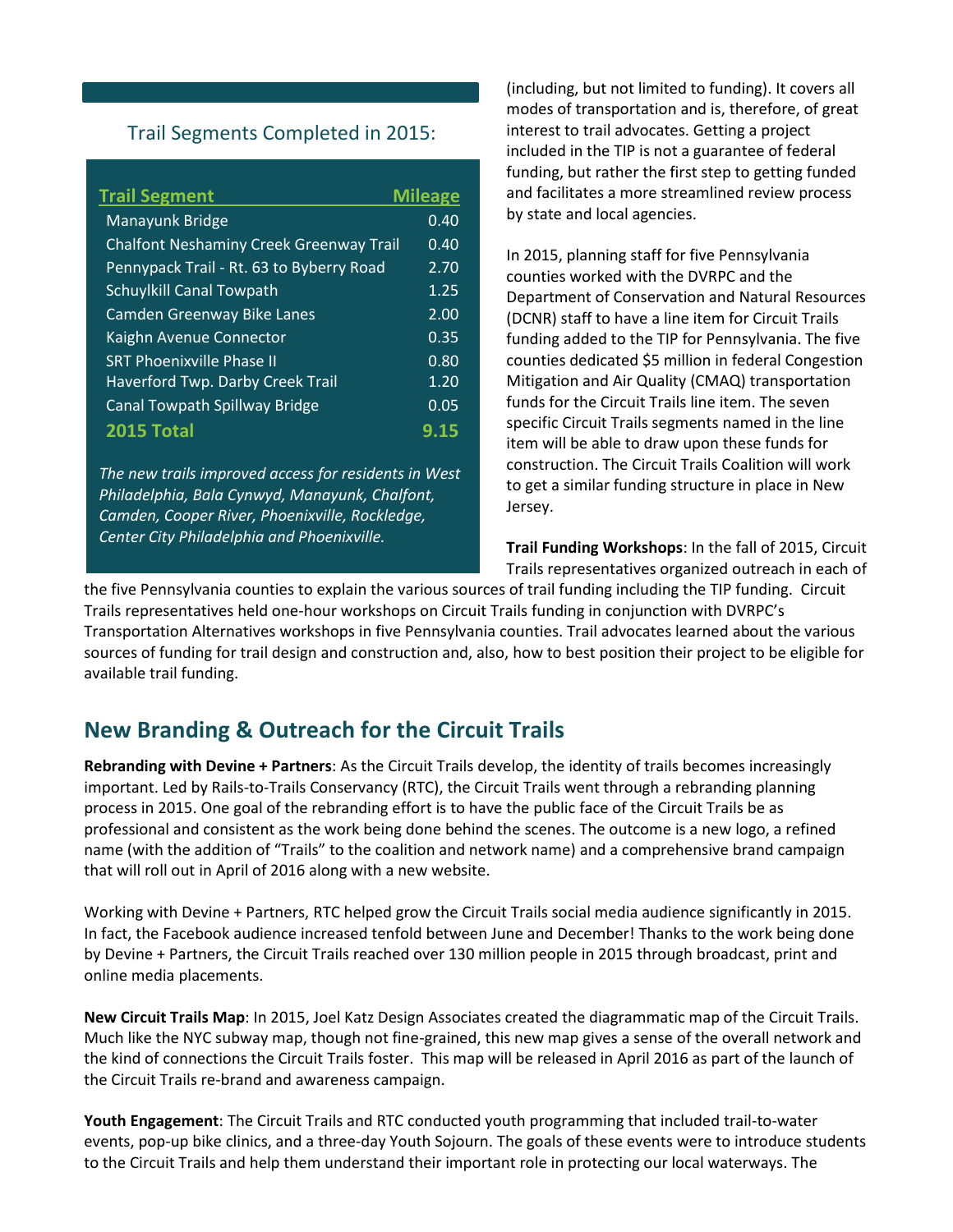### Trail Segments Completed in 2015:

| Trail Segment | Mileage |
|---|---|
| Manayunk Bridge | 0.40 |
| Chalfont Neshaminy Creek Greenway Trail | 0.40 |
| Pennypack Trail - Rt. 63 to Byberry Road | 2.70 |
| Schuylkill Canal Towpath | 1.25 |
| Camden Greenway Bike Lanes | 2.00 |
| Kaighn Avenue Connector | 0.35 |
| SRT Phoenixville Phase II | 0.80 |
| Haverford Twp. Darby Creek Trail | 1.20 |
| Canal Towpath Spillway Bridge | 0.05 |
| **2015 Total** | **9.15** |

*The new trails improved access for residents in West Philadelphia, Bala Cynwyd, Manayunk, Chalfont, Camden, Cooper River, Phoenixville, Rockledge, Center City Philadelphia and Phoenixville.*

(including, but not limited to funding). It covers all modes of transportation and is, therefore, of great interest to trail advocates. Getting a project included in the TIP is not a guarantee of federal funding, but rather the first step to getting funded and facilitates a more streamlined review process by state and local agencies.

In 2015, planning staff for five Pennsylvania counties worked with the DVRPC and the Department of Conservation and Natural Resources (DCNR) staff to have a line item for Circuit Trails funding added to the TIP for Pennsylvania. The five counties dedicated $5 million in federal Congestion Mitigation and Air Quality (CMAQ) transportation funds for the Circuit Trails line item. The seven specific Circuit Trails segments named in the line item will be able to draw upon these funds for construction. The Circuit Trails Coalition will work to get a similar funding structure in place in New Jersey.

**Trail Funding Workshops**: In the fall of 2015, Circuit Trails representatives organized outreach in each of the five Pennsylvania counties to explain the various sources of trail funding including the TIP funding. Circuit Trails representatives held one-hour workshops on Circuit Trails funding in conjunction with DVRPC's Transportation Alternatives workshops in five Pennsylvania counties. Trail advocates learned about the various sources of funding for trail design and construction and, also, how to best position their project to be eligible for available trail funding.

## New Branding & Outreach for the Circuit Trails

**Rebranding with Devine + Partners**: As the Circuit Trails develop, the identity of trails becomes increasingly important. Led by Rails-to-Trails Conservancy (RTC), the Circuit Trails went through a rebranding planning process in 2015. One goal of the rebranding effort is to have the public face of the Circuit Trails be as professional and consistent as the work being done behind the scenes. The outcome is a new logo, a refined name (with the addition of "Trails" to the coalition and network name) and a comprehensive brand campaign that will roll out in April of 2016 along with a new website.

Working with Devine + Partners, RTC helped grow the Circuit Trails social media audience significantly in 2015. In fact, the Facebook audience increased tenfold between June and December! Thanks to the work being done by Devine + Partners, the Circuit Trails reached over 130 million people in 2015 through broadcast, print and online media placements.

**New Circuit Trails Map**: In 2015, Joel Katz Design Associates created the diagrammatic map of the Circuit Trails. Much like the NYC subway map, though not fine-grained, this new map gives a sense of the overall network and the kind of connections the Circuit Trails foster. This map will be released in April 2016 as part of the launch of the Circuit Trails re-brand and awareness campaign.

**Youth Engagement**: The Circuit Trails and RTC conducted youth programming that included trail-to-water events, pop-up bike clinics, and a three-day Youth Sojourn. The goals of these events were to introduce students to the Circuit Trails and help them understand their important role in protecting our local waterways. The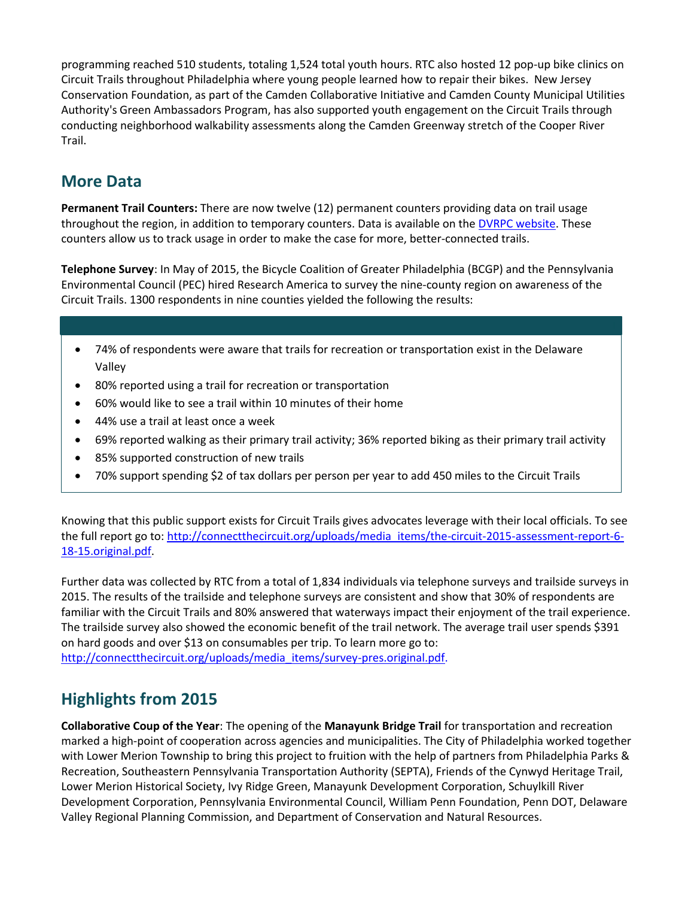programming reached 510 students, totaling 1,524 total youth hours. RTC also hosted 12 pop-up bike clinics on Circuit Trails throughout Philadelphia where young people learned how to repair their bikes.  New Jersey Conservation Foundation, as part of the Camden Collaborative Initiative and Camden County Municipal Utilities Authority's Green Ambassadors Program, has also supported youth engagement on the Circuit Trails through conducting neighborhood walkability assessments along the Camden Greenway stretch of the Cooper River Trail.

## More Data

**Permanent Trail Counters:** There are now twelve (12) permanent counters providing data on trail usage throughout the region, in addition to temporary counters. Data is available on the [DVRPC website](). These counters allow us to track usage in order to make the case for more, better-connected trails.

**Telephone Survey**: In May of 2015, the Bicycle Coalition of Greater Philadelphia (BCGP) and the Pennsylvania Environmental Council (PEC) hired Research America to survey the nine-county region on awareness of the Circuit Trails. 1300 respondents in nine counties yielded the following the results:

- 74% of respondents were aware that trails for recreation or transportation exist in the Delaware Valley
- 80% reported using a trail for recreation or transportation
- 60% would like to see a trail within 10 minutes of their home
- 44% use a trail at least once a week
- 69% reported walking as their primary trail activity; 36% reported biking as their primary trail activity
- 85% supported construction of new trails
- 70% support spending $2 of tax dollars per person per year to add 450 miles to the Circuit Trails

Knowing that this public support exists for Circuit Trails gives advocates leverage with their local officials. To see the full report go to: http://connectthecircuit.org/uploads/media_items/the-circuit-2015-assessment-report-6-18-15.original.pdf.

Further data was collected by RTC from a total of 1,834 individuals via telephone surveys and trailside surveys in 2015. The results of the trailside and telephone surveys are consistent and show that 30% of respondents are familiar with the Circuit Trails and 80% answered that waterways impact their enjoyment of the trail experience. The trailside survey also showed the economic benefit of the trail network. The average trail user spends $391 on hard goods and over $13 on consumables per trip. To learn more go to: http://connectthecircuit.org/uploads/media_items/survey-pres.original.pdf.

## Highlights from 2015

**Collaborative Coup of the Year**: The opening of the **Manayunk Bridge Trail** for transportation and recreation marked a high-point of cooperation across agencies and municipalities. The City of Philadelphia worked together with Lower Merion Township to bring this project to fruition with the help of partners from Philadelphia Parks & Recreation, Southeastern Pennsylvania Transportation Authority (SEPTA), Friends of the Cynwyd Heritage Trail, Lower Merion Historical Society, Ivy Ridge Green, Manayunk Development Corporation, Schuylkill River Development Corporation, Pennsylvania Environmental Council, William Penn Foundation, Penn DOT, Delaware Valley Regional Planning Commission, and Department of Conservation and Natural Resources.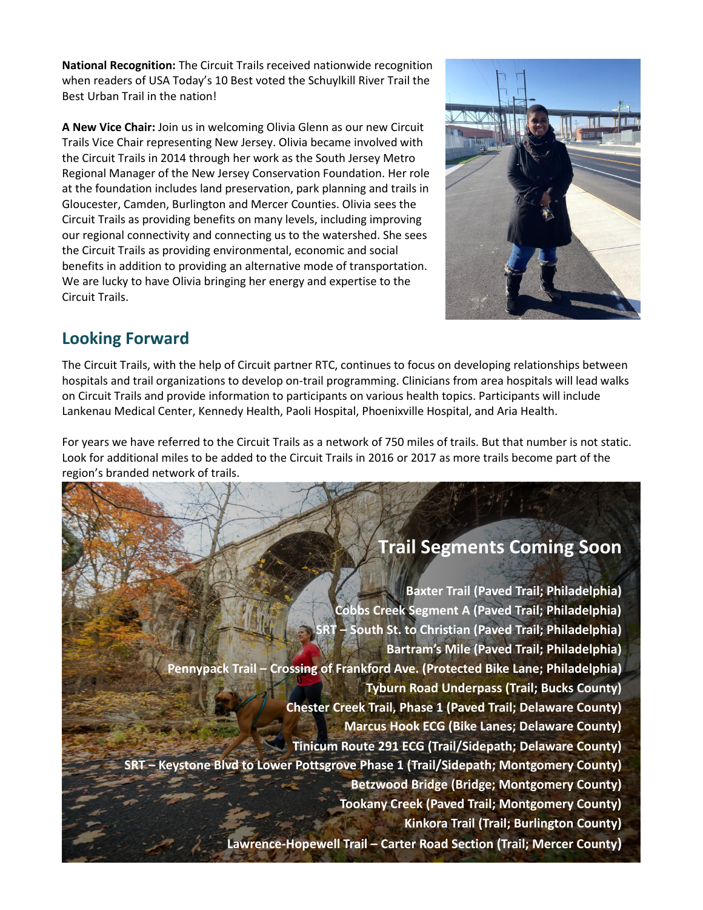**National Recognition:** The Circuit Trails received nationwide recognition when readers of USA Today's 10 Best voted the Schuylkill River Trail the Best Urban Trail in the nation!

**A New Vice Chair:** Join us in welcoming Olivia Glenn as our new Circuit Trails Vice Chair representing New Jersey. Olivia became involved with the Circuit Trails in 2014 through her work as the South Jersey Metro Regional Manager of the New Jersey Conservation Foundation. Her role at the foundation includes land preservation, park planning and trails in Gloucester, Camden, Burlington and Mercer Counties. Olivia sees the Circuit Trails as providing benefits on many levels, including improving our regional connectivity and connecting us to the watershed. She sees the Circuit Trails as providing environmental, economic and social benefits in addition to providing an alternative mode of transportation. We are lucky to have Olivia bringing her energy and expertise to the Circuit Trails.

## Looking Forward

The Circuit Trails, with the help of Circuit partner RTC, continues to focus on developing relationships between hospitals and trail organizations to develop on-trail programming. Clinicians from area hospitals will lead walks on Circuit Trails and provide information to participants on various health topics. Participants will include Lankenau Medical Center, Kennedy Health, Paoli Hospital, Phoenixville Hospital, and Aria Health.

For years we have referred to the Circuit Trails as a network of 750 miles of trails. But that number is not static. Look for additional miles to be added to the Circuit Trails in 2016 or 2017 as more trails become part of the region's branded network of trails.

## Trail Segments Coming Soon

**Baxter Trail (Paved Trail; Philadelphia)**
**Cobbs Creek Segment A (Paved Trail; Philadelphia)**
**SRT – South St. to Christian (Paved Trail; Philadelphia)**
**Bartram's Mile (Paved Trail; Philadelphia)**
**Pennypack Trail – Crossing of Frankford Ave. (Protected Bike Lane; Philadelphia)**
**Tyburn Road Underpass (Trail; Bucks County)**
**Chester Creek Trail, Phase 1 (Paved Trail; Delaware County)**
**Marcus Hook ECG (Bike Lanes; Delaware County)**
**Tinicum Route 291 ECG (Trail/Sidepath; Delaware County)**
**SRT – Keystone Blvd to Lower Pottsgrove Phase 1 (Trail/Sidepath; Montgomery County)**
**Betzwood Bridge (Bridge; Montgomery County)**
**Tookany Creek (Paved Trail; Montgomery County)**
**Kinkora Trail (Trail; Burlington County)**
**Lawrence-Hopewell Trail – Carter Road Section (Trail; Mercer County)**